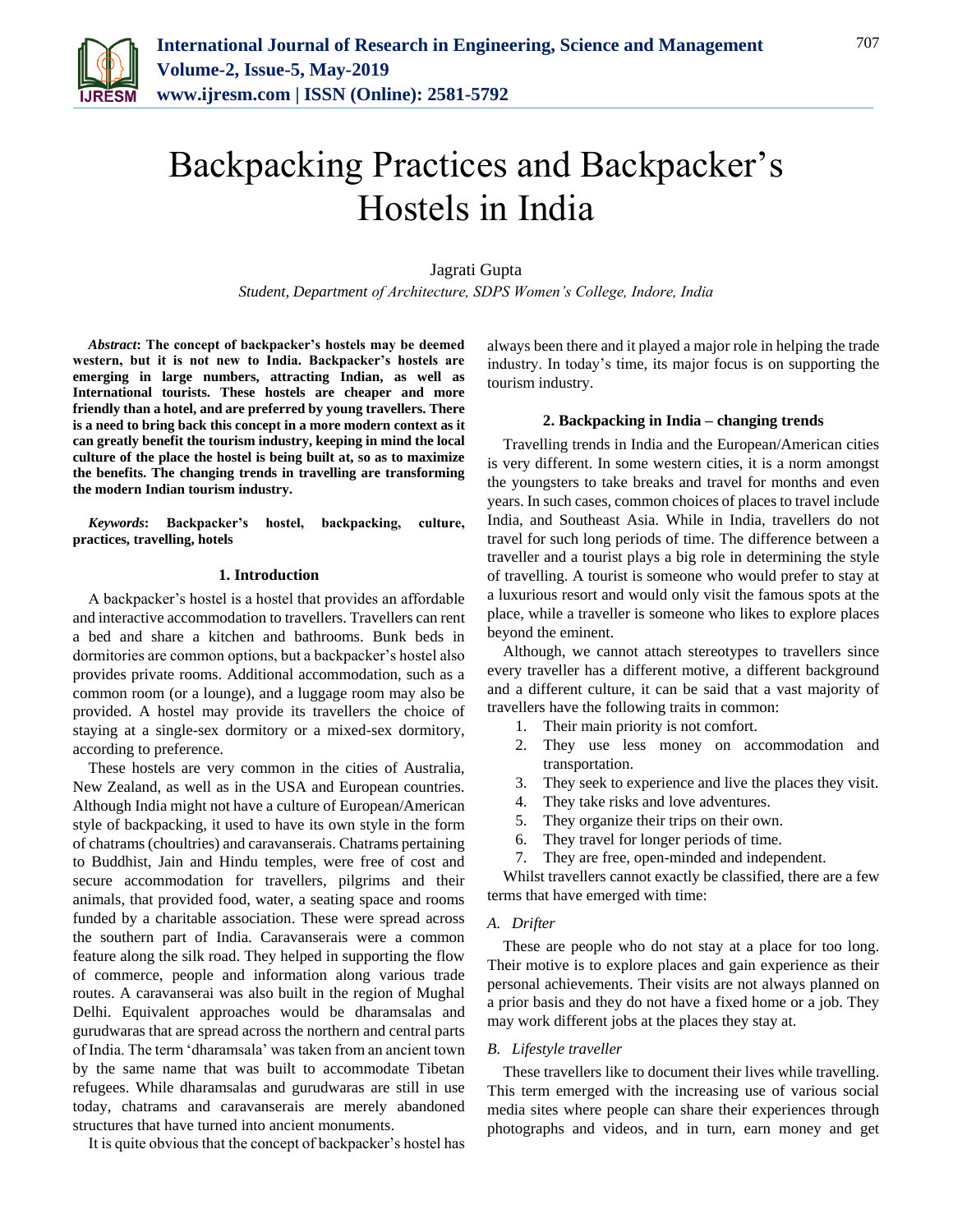// Title block

# Backpacking Practices and Backpacker's Hostels in India

Jagrati Gupta

*Student, Department of Architecture, SDPS Women's College, Indore, India*

***Abstract*: The concept of backpacker's hostels may be deemed western, but it is not new to India. Backpacker's hostels are emerging in large numbers, attracting Indian, as well as International tourists. These hostels are cheaper and more friendly than a hotel, and are preferred by young travellers. There is a need to bring back this concept in a more modern context as it can greatly benefit the tourism industry, keeping in mind the local culture of the place the hostel is being built at, so as to maximize the benefits. The changing trends in travelling are transforming the modern Indian tourism industry.**

***Keywords*: Backpacker's hostel, backpacking, culture, practices, travelling, hotels**

## 1. Introduction

A backpacker's hostel is a hostel that provides an affordable and interactive accommodation to travellers. Travellers can rent a bed and share a kitchen and bathrooms. Bunk beds in dormitories are common options, but a backpacker's hostel also provides private rooms. Additional accommodation, such as a common room (or a lounge), and a luggage room may also be provided. A hostel may provide its travellers the choice of staying at a single-sex dormitory or a mixed-sex dormitory, according to preference.

These hostels are very common in the cities of Australia, New Zealand, as well as in the USA and European countries. Although India might not have a culture of European/American style of backpacking, it used to have its own style in the form of chatrams (choultries) and caravanserais. Chatrams pertaining to Buddhist, Jain and Hindu temples, were free of cost and secure accommodation for travellers, pilgrims and their animals, that provided food, water, a seating space and rooms funded by a charitable association. These were spread across the southern part of India. Caravanserais were a common feature along the silk road. They helped in supporting the flow of commerce, people and information along various trade routes. A caravanserai was also built in the region of Mughal Delhi. Equivalent approaches would be dharamsalas and gurudwaras that are spread across the northern and central parts of India. The term 'dharamsala' was taken from an ancient town by the same name that was built to accommodate Tibetan refugees. While dharamsalas and gurudwaras are still in use today, chatrams and caravanserais are merely abandoned structures that have turned into ancient monuments.

It is quite obvious that the concept of backpacker's hostel has always been there and it played a major role in helping the trade industry. In today's time, its major focus is on supporting the tourism industry.

## 2. Backpacking in India – changing trends

Travelling trends in India and the European/American cities is very different. In some western cities, it is a norm amongst the youngsters to take breaks and travel for months and even years. In such cases, common choices of places to travel include India, and Southeast Asia. While in India, travellers do not travel for such long periods of time. The difference between a traveller and a tourist plays a big role in determining the style of travelling. A tourist is someone who would prefer to stay at a luxurious resort and would only visit the famous spots at the place, while a traveller is someone who likes to explore places beyond the eminent.

Although, we cannot attach stereotypes to travellers since every traveller has a different motive, a different background and a different culture, it can be said that a vast majority of travellers have the following traits in common:

1. Their main priority is not comfort.
2. They use less money on accommodation and transportation.
3. They seek to experience and live the places they visit.
4. They take risks and love adventures.
5. They organize their trips on their own.
6. They travel for longer periods of time.
7. They are free, open-minded and independent.

Whilst travellers cannot exactly be classified, there are a few terms that have emerged with time:

### *A. Drifter*

These are people who do not stay at a place for too long. Their motive is to explore places and gain experience as their personal achievements. Their visits are not always planned on a prior basis and they do not have a fixed home or a job. They may work different jobs at the places they stay at.

### *B. Lifestyle traveller*

These travellers like to document their lives while travelling. This term emerged with the increasing use of various social media sites where people can share their experiences through photographs and videos, and in turn, earn money and get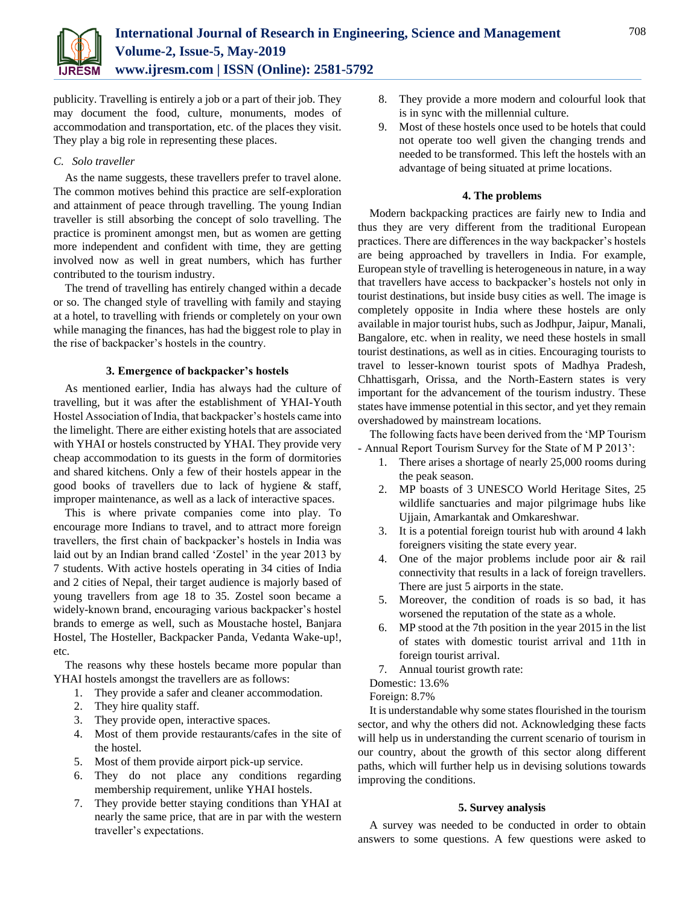publicity. Travelling is entirely a job or a part of their job. They may document the food, culture, monuments, modes of accommodation and transportation, etc. of the places they visit. They play a big role in representing these places.

### *C. Solo traveller*

As the name suggests, these travellers prefer to travel alone. The common motives behind this practice are self-exploration and attainment of peace through travelling. The young Indian traveller is still absorbing the concept of solo travelling. The practice is prominent amongst men, but as women are getting more independent and confident with time, they are getting involved now as well in great numbers, which has further contributed to the tourism industry.

The trend of travelling has entirely changed within a decade or so. The changed style of travelling with family and staying at a hotel, to travelling with friends or completely on your own while managing the finances, has had the biggest role to play in the rise of backpacker's hostels in the country.

## 3. Emergence of backpacker's hostels

As mentioned earlier, India has always had the culture of travelling, but it was after the establishment of YHAI-Youth Hostel Association of India, that backpacker's hostels came into the limelight. There are either existing hotels that are associated with YHAI or hostels constructed by YHAI. They provide very cheap accommodation to its guests in the form of dormitories and shared kitchens. Only a few of their hostels appear in the good books of travellers due to lack of hygiene & staff, improper maintenance, as well as a lack of interactive spaces.

This is where private companies come into play. To encourage more Indians to travel, and to attract more foreign travellers, the first chain of backpacker's hostels in India was laid out by an Indian brand called 'Zostel' in the year 2013 by 7 students. With active hostels operating in 34 cities of India and 2 cities of Nepal, their target audience is majorly based of young travellers from age 18 to 35. Zostel soon became a widely-known brand, encouraging various backpacker's hostel brands to emerge as well, such as Moustache hostel, Banjara Hostel, The Hosteller, Backpacker Panda, Vedanta Wake-up!, etc.

The reasons why these hostels became more popular than YHAI hostels amongst the travellers are as follows:

1. They provide a safer and cleaner accommodation.
2. They hire quality staff.
3. They provide open, interactive spaces.
4. Most of them provide restaurants/cafes in the site of the hostel.
5. Most of them provide airport pick-up service.
6. They do not place any conditions regarding membership requirement, unlike YHAI hostels.
7. They provide better staying conditions than YHAI at nearly the same price, that are in par with the western traveller's expectations.
8. They provide a more modern and colourful look that is in sync with the millennial culture.
9. Most of these hostels once used to be hotels that could not operate too well given the changing trends and needed to be transformed. This left the hostels with an advantage of being situated at prime locations.

## 4. The problems

Modern backpacking practices are fairly new to India and thus they are very different from the traditional European practices. There are differences in the way backpacker's hostels are being approached by travellers in India. For example, European style of travelling is heterogeneous in nature, in a way that travellers have access to backpacker's hostels not only in tourist destinations, but inside busy cities as well. The image is completely opposite in India where these hostels are only available in major tourist hubs, such as Jodhpur, Jaipur, Manali, Bangalore, etc. when in reality, we need these hostels in small tourist destinations, as well as in cities. Encouraging tourists to travel to lesser-known tourist spots of Madhya Pradesh, Chhattisgarh, Orissa, and the North-Eastern states is very important for the advancement of the tourism industry. These states have immense potential in this sector, and yet they remain overshadowed by mainstream locations.

The following facts have been derived from the 'MP Tourism - Annual Report Tourism Survey for the State of M P 2013':

1. There arises a shortage of nearly 25,000 rooms during the peak season.
2. MP boasts of 3 UNESCO World Heritage Sites, 25 wildlife sanctuaries and major pilgrimage hubs like Ujjain, Amarkantak and Omkareshwar.
3. It is a potential foreign tourist hub with around 4 lakh foreigners visiting the state every year.
4. One of the major problems include poor air & rail connectivity that results in a lack of foreign travellers. There are just 5 airports in the state.
5. Moreover, the condition of roads is so bad, it has worsened the reputation of the state as a whole.
6. MP stood at the 7th position in the year 2015 in the list of states with domestic tourist arrival and 11th in foreign tourist arrival.
7. Annual tourist growth rate:

Domestic: 13.6%

Foreign: 8.7%

It is understandable why some states flourished in the tourism sector, and why the others did not. Acknowledging these facts will help us in understanding the current scenario of tourism in our country, about the growth of this sector along different paths, which will further help us in devising solutions towards improving the conditions.

## 5. Survey analysis

A survey was needed to be conducted in order to obtain answers to some questions. A few questions were asked to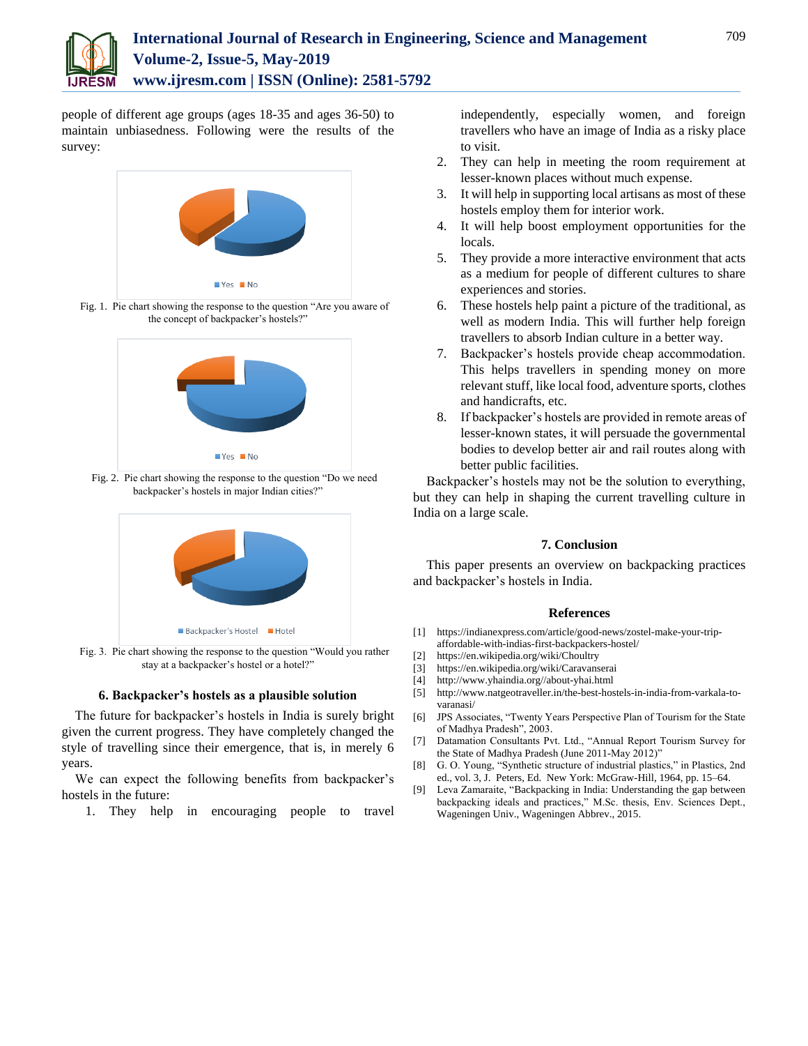people of different age groups (ages 18-35 and ages 36-50) to maintain unbiasedness. Following were the results of the survey:

Yes No

Fig. 1. Pie chart showing the response to the question "Are you aware of the concept of backpacker's hostels?"

Yes No

Fig. 2. Pie chart showing the response to the question "Do we need backpacker's hostels in major Indian cities?"

Backpacker's Hostel Hotel

Fig. 3. Pie chart showing the response to the question "Would you rather stay at a backpacker's hostel or a hotel?"

## 6. Backpacker's hostels as a plausible solution

The future for backpacker's hostels in India is surely bright given the current progress. They have completely changed the style of travelling since their emergence, that is, in merely 6 years.

We can expect the following benefits from backpacker's hostels in the future:

1. They help in encouraging people to travel independently, especially women, and foreign travellers who have an image of India as a risky place to visit.
2. They can help in meeting the room requirement at lesser-known places without much expense.
3. It will help in supporting local artisans as most of these hostels employ them for interior work.
4. It will help boost employment opportunities for the locals.
5. They provide a more interactive environment that acts as a medium for people of different cultures to share experiences and stories.
6. These hostels help paint a picture of the traditional, as well as modern India. This will further help foreign travellers to absorb Indian culture in a better way.
7. Backpacker's hostels provide cheap accommodation. This helps travellers in spending money on more relevant stuff, like local food, adventure sports, clothes and handicrafts, etc.
8. If backpacker's hostels are provided in remote areas of lesser-known states, it will persuade the governmental bodies to develop better air and rail routes along with better public facilities.

Backpacker's hostels may not be the solution to everything, but they can help in shaping the current travelling culture in India on a large scale.

## 7. Conclusion

This paper presents an overview on backpacking practices and backpacker's hostels in India.

## References

[1] https://indianexpress.com/article/good-news/zostel-make-your-trip-affordable-with-indias-first-backpackers-hostel/
[2] https://en.wikipedia.org/wiki/Choultry
[3] https://en.wikipedia.org/wiki/Caravanserai
[4] http://www.yhaindia.org//about-yhai.html
[5] http://www.natgeotraveller.in/the-best-hostels-in-india-from-varkala-to-varanasi/
[6] JPS Associates, "Twenty Years Perspective Plan of Tourism for the State of Madhya Pradesh", 2003.
[7] Datamation Consultants Pvt. Ltd., "Annual Report Tourism Survey for the State of Madhya Pradesh (June 2011-May 2012)"
[8] G. O. Young, "Synthetic structure of industrial plastics," in Plastics, 2nd ed., vol. 3, J. Peters, Ed. New York: McGraw-Hill, 1964, pp. 15–64.
[9] Leva Zamaraite, "Backpacking in India: Understanding the gap between backpacking ideals and practices," M.Sc. thesis, Env. Sciences Dept., Wageningen Univ., Wageningen Abbrev., 2015.